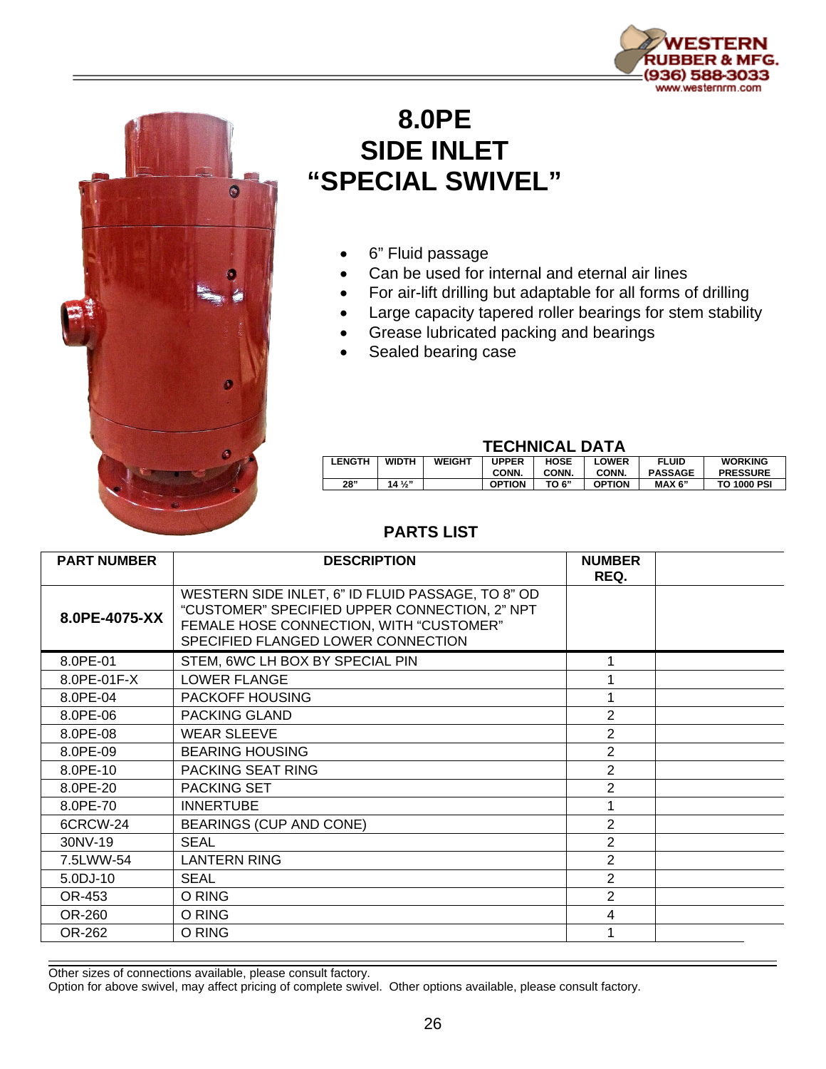# 8.0PE SIDE INLET "SPECIAL SWIVEL"

- 6" Fluid passage
- Can be used for internal and eternal air lines
- For air-lift drilling but adaptable for all forms of drilling
- Large capacity tapered roller bearings for stem stability
- Grease lubricated packing and bearings
- Sealed bearing case

## TECHNICAL DATA

| LENGTH | WIDTH | WEIGHT | UPPER CONN. | HOSE CONN. | LOWER CONN. | FLUID PASSAGE | WORKING PRESSURE |
|---|---|---|---|---|---|---|---|
| 28" | 14 ½" | | OPTION | TO 6" | OPTION | MAX 6" | TO 1000 PSI |

## PARTS LIST

| PART NUMBER | DESCRIPTION | NUMBER REQ. | |
|---|---|---|---|
| **8.0PE-4075-XX** | WESTERN SIDE INLET, 6" ID FLUID PASSAGE, TO 8" OD "CUSTOMER" SPECIFIED UPPER CONNECTION, 2" NPT FEMALE HOSE CONNECTION, WITH "CUSTOMER" SPECIFIED FLANGED LOWER CONNECTION | | |
| 8.0PE-01 | STEM, 6WC LH BOX BY SPECIAL PIN | 1 | |
| 8.0PE-01F-X | LOWER FLANGE | 1 | |
| 8.0PE-04 | PACKOFF HOUSING | 1 | |
| 8.0PE-06 | PACKING GLAND | 2 | |
| 8.0PE-08 | WEAR SLEEVE | 2 | |
| 8.0PE-09 | BEARING HOUSING | 2 | |
| 8.0PE-10 | PACKING SEAT RING | 2 | |
| 8.0PE-20 | PACKING SET | 2 | |
| 8.0PE-70 | INNERTUBE | 1 | |
| 6CRCW-24 | BEARINGS (CUP AND CONE) | 2 | |
| 30NV-19 | SEAL | 2 | |
| 7.5LWW-54 | LANTERN RING | 2 | |
| 5.0DJ-10 | SEAL | 2 | |
| OR-453 | O RING | 2 | |
| OR-260 | O RING | 4 | |
| OR-262 | O RING | 1 | |

Other sizes of connections available, please consult factory.
Option for above swivel, may affect pricing of complete swivel. Other options available, please consult factory.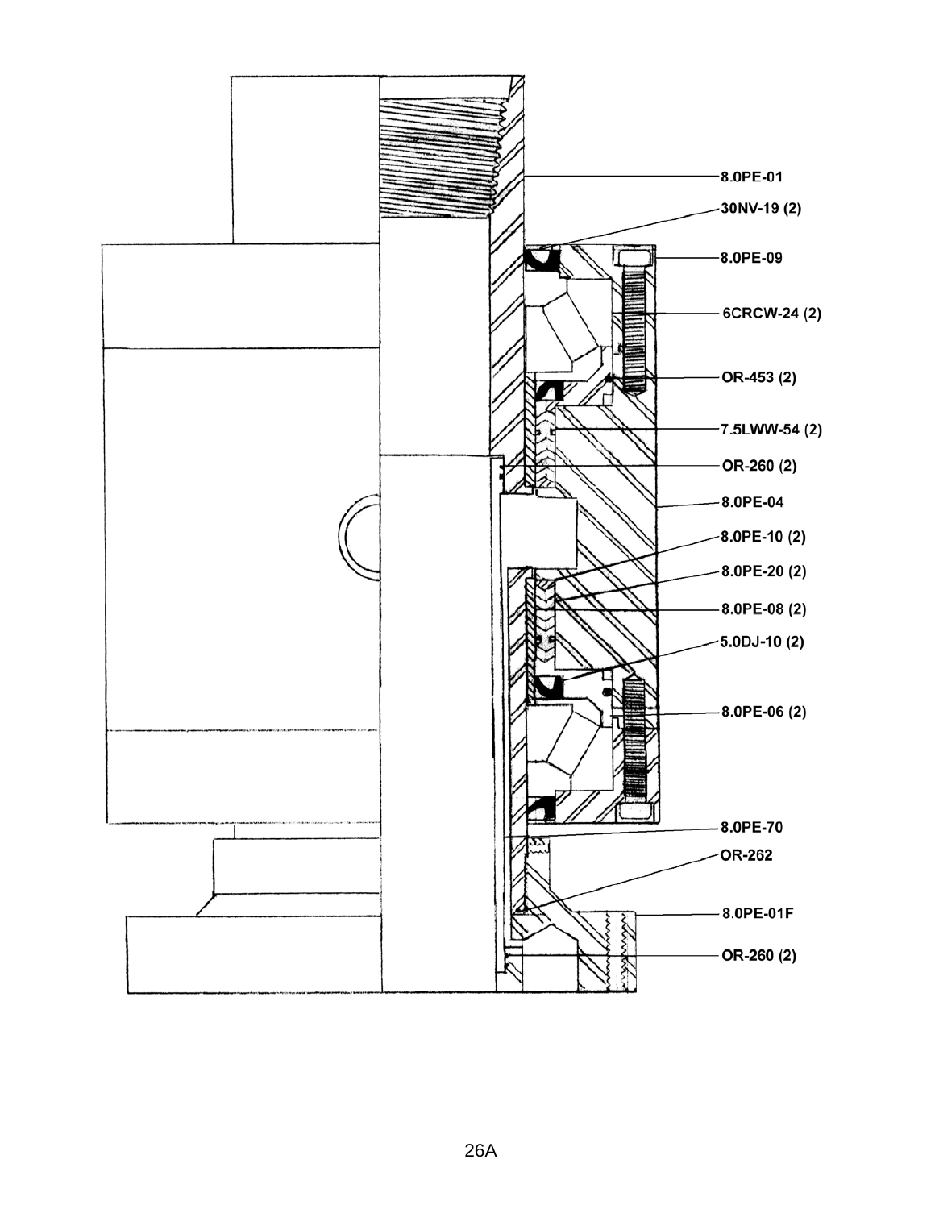8.0PE-01

30NV-19 (2)

8.0PE-09

6CRCW-24 (2)

OR-453 (2)

7.5LWW-54 (2)

OR-260 (2)

8.0PE-04

8.0PE-10 (2)

8.0PE-20 (2)

8.0PE-08 (2)

5.0DJ-10 (2)

8.0PE-06 (2)

8.0PE-70

OR-262

8.0PE-01F

OR-260 (2)